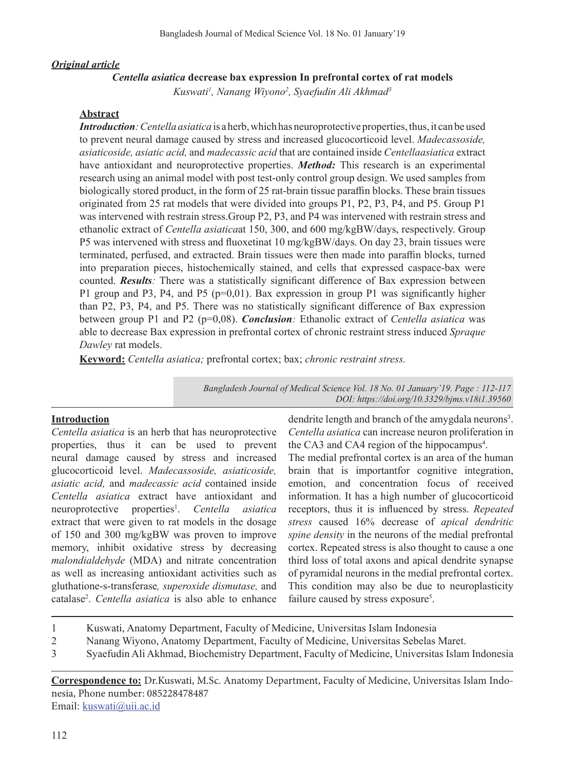***Original article***

## *Centella asiatica* decrease bax expression In prefrontal cortex of rat models

*Kuswati[1], Nanang Wiyono[2], Syaefudin Ali Akhmad[3]*

**Abstract**

***Introduction**: Centella asiatica* is a herb, which has neuroprotective properties, thus, it can be used to prevent neural damage caused by stress and increased glucocorticoid level. *Madecassoside, asiaticoside, asiatic acid,* and *madecassic acid* that are contained inside *Centellaasiatica* extract have antioxidant and neuroprotective properties. ***Method:*** This research is an experimental research using an animal model with post test-only control group design. We used samples from biologically stored product, in the form of 25 rat-brain tissue paraffin blocks. These brain tissues originated from 25 rat models that were divided into groups P1, P2, P3, P4, and P5. Group P1 was intervened with restrain stress.Group P2, P3, and P4 was intervened with restrain stress and ethanolic extract of *Centella asiatica*at 150, 300, and 600 mg/kgBW/days, respectively. Group P5 was intervened with stress and fluoxetinat 10 mg/kgBW/days. On day 23, brain tissues were terminated, perfused, and extracted. Brain tissues were then made into paraffin blocks, turned into preparation pieces, histochemically stained, and cells that expressed caspace-bax were counted. ***Results**:* There was a statistically significant difference of Bax expression between P1 group and P3, P4, and P5 (p=0,01). Bax expression in group P1 was significantly higher than P2, P3, P4, and P5. There was no statistically significant difference of Bax expression between group P1 and P2 (p=0,08). ***Conclusion**:* Ethanolic extract of *Centella asiatica* was able to decrease Bax expression in prefrontal cortex of chronic restraint stress induced *Spraque Dawley* rat models.

**Keyword:** *Centella asiatica;* prefrontal cortex; bax; *chronic restraint stress.*

*DOI: https://doi.org/10.3329/bjms.v18i1.39560*

**Introduction**

*Centella asiatica* is an herb that has neuroprotective properties, thus it can be used to prevent neural damage caused by stress and increased glucocorticoid level. *Madecassoside, asiaticoside, asiatic acid,* and *madecassic acid* contained inside *Centella asiatica* extract have antioxidant and neuroprotective properties[1]. *Centella asiatica* extract that were given to rat models in the dosage of 150 and 300 mg/kgBW was proven to improve memory, inhibit oxidative stress by decreasing *malondialdehyde* (MDA) and nitrate concentration as well as increasing antioxidant activities such as gluthatione-s-transferase*, superoxide dismutase,* and catalase[2]. *Centella asiatica* is also able to enhance dendrite length and branch of the amygdala neurons[3]. *Centella asiatica* can increase neuron proliferation in the CA3 and CA4 region of the hippocampus[4].

The medial prefrontal cortex is an area of the human brain that is importantfor cognitive integration, emotion, and concentration focus of received information. It has a high number of glucocorticoid receptors, thus it is influenced by stress. *Repeated stress* caused 16% decrease of *apical dendritic spine density* in the neurons of the medial prefrontal cortex. Repeated stress is also thought to cause a one third loss of total axons and apical dendrite synapse of pyramidal neurons in the medial prefrontal cortex. This condition may also be due to neuroplasticity failure caused by stress exposure[5].

1 Kuswati, Anatomy Department, Faculty of Medicine, Universitas Islam Indonesia

2 Nanang Wiyono, Anatomy Department, Faculty of Medicine, Universitas Sebelas Maret.

3 Syaefudin Ali Akhmad, Biochemistry Department, Faculty of Medicine, Universitas Islam Indonesia

**Correspondence to:** Dr.Kuswati, M.Sc. Anatomy Department, Faculty of Medicine, Universitas Islam Indonesia, Phone number: 085228478487
Email: kuswati@uii.ac.id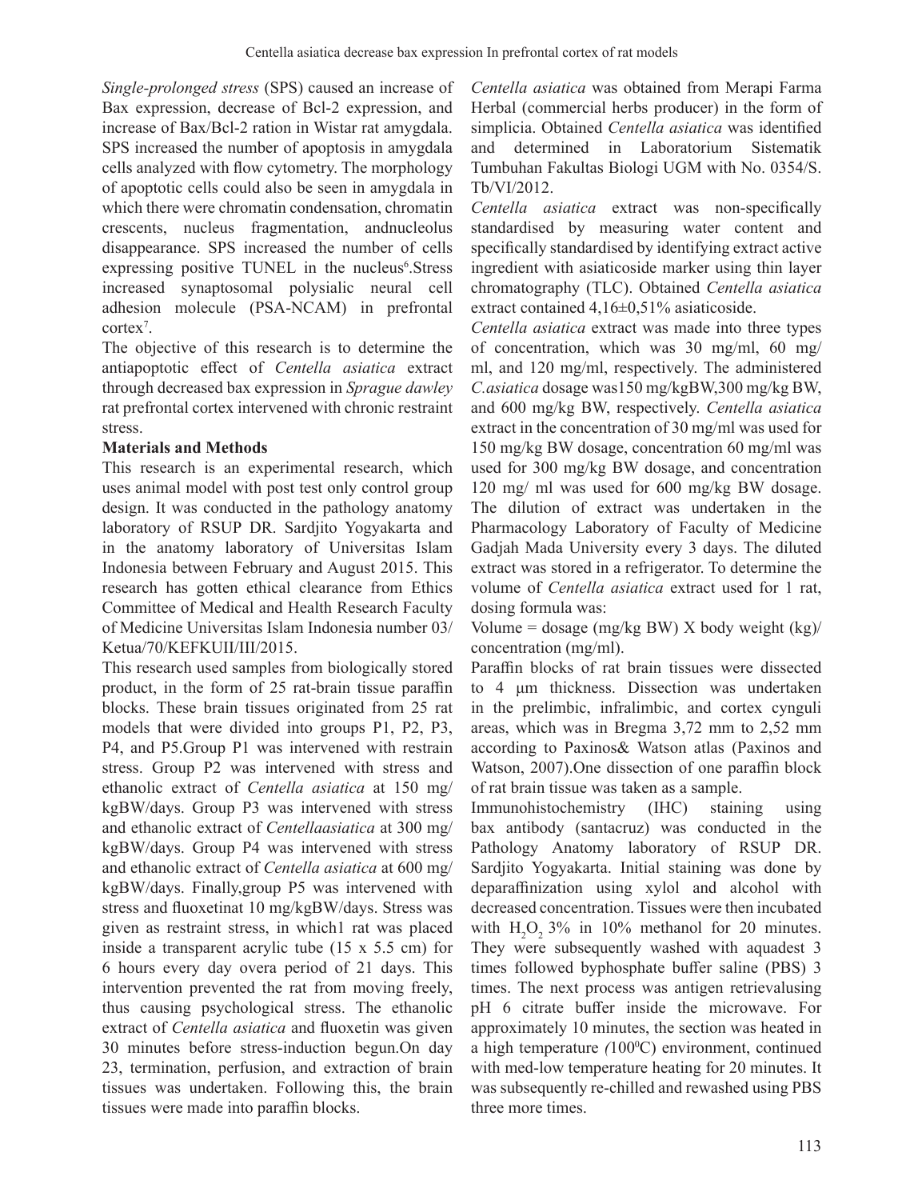*Single-prolonged stress* (SPS) caused an increase of Bax expression, decrease of Bcl-2 expression, and increase of Bax/Bcl-2 ration in Wistar rat amygdala. SPS increased the number of apoptosis in amygdala cells analyzed with flow cytometry. The morphology of apoptotic cells could also be seen in amygdala in which there were chromatin condensation, chromatin crescents, nucleus fragmentation, andnucleolus disappearance. SPS increased the number of cells expressing positive TUNEL in the nucleus[6].Stress increased synaptosomal polysialic neural cell adhesion molecule (PSA-NCAM) in prefrontal cortex[7].

The objective of this research is to determine the antiapoptotic effect of *Centella asiatica* extract through decreased bax expression in *Sprague dawley* rat prefrontal cortex intervened with chronic restraint stress.

## Materials and Methods

This research is an experimental research, which uses animal model with post test only control group design. It was conducted in the pathology anatomy laboratory of RSUP DR. Sardjito Yogyakarta and in the anatomy laboratory of Universitas Islam Indonesia between February and August 2015. This research has gotten ethical clearance from Ethics Committee of Medical and Health Research Faculty of Medicine Universitas Islam Indonesia number 03/Ketua/70/KEFKUII/III/2015.

This research used samples from biologically stored product, in the form of 25 rat-brain tissue paraffin blocks. These brain tissues originated from 25 rat models that were divided into groups P1, P2, P3, P4, and P5.Group P1 was intervened with restrain stress. Group P2 was intervened with stress and ethanolic extract of *Centella asiatica* at 150 mg/kgBW/days. Group P3 was intervened with stress and ethanolic extract of *Centellaasiatica* at 300 mg/kgBW/days. Group P4 was intervened with stress and ethanolic extract of *Centella asiatica* at 600 mg/kgBW/days. Finally,group P5 was intervened with stress and fluoxetinat 10 mg/kgBW/days. Stress was given as restraint stress, in which1 rat was placed inside a transparent acrylic tube (15 x 5.5 cm) for 6 hours every day overa period of 21 days. This intervention prevented the rat from moving freely, thus causing psychological stress. The ethanolic extract of *Centella asiatica* and fluoxetin was given 30 minutes before stress-induction begun.On day 23, termination, perfusion, and extraction of brain tissues was undertaken. Following this, the brain tissues were made into paraffin blocks.

*Centella asiatica* was obtained from Merapi Farma Herbal (commercial herbs producer) in the form of simplicia. Obtained *Centella asiatica* was identified and determined in Laboratorium Sistematik Tumbuhan Fakultas Biologi UGM with No. 0354/S.Tb/VI/2012.

*Centella asiatica* extract was non-specifically standardised by measuring water content and specifically standardised by identifying extract active ingredient with asiaticoside marker using thin layer chromatography (TLC). Obtained *Centella asiatica* extract contained 4,16±0,51% asiaticoside.

*Centella asiatica* extract was made into three types of concentration, which was 30 mg/ml, 60 mg/ml, and 120 mg/ml, respectively. The administered *C.asiatica* dosage was150 mg/kgBW,300 mg/kg BW, and 600 mg/kg BW, respectively. *Centella asiatica* extract in the concentration of 30 mg/ml was used for 150 mg/kg BW dosage, concentration 60 mg/ml was used for 300 mg/kg BW dosage, and concentration 120 mg/ ml was used for 600 mg/kg BW dosage. The dilution of extract was undertaken in the Pharmacology Laboratory of Faculty of Medicine Gadjah Mada University every 3 days. The diluted extract was stored in a refrigerator. To determine the volume of *Centella asiatica* extract used for 1 rat, dosing formula was:

Volume = dosage (mg/kg BW) X body weight (kg)/ concentration (mg/ml).

Paraffin blocks of rat brain tissues were dissected to 4 µm thickness. Dissection was undertaken in the prelimbic, infralimbic, and cortex cynguli areas, which was in Bregma 3,72 mm to 2,52 mm according to Paxinos& Watson atlas (Paxinos and Watson, 2007).One dissection of one paraffin block of rat brain tissue was taken as a sample.

Immunohistochemistry (IHC) staining using bax antibody (santacruz) was conducted in the Pathology Anatomy laboratory of RSUP DR. Sardjito Yogyakarta. Initial staining was done by deparaffinization using xylol and alcohol with decreased concentration. Tissues were then incubated with $H_2O_2$ 3% in 10% methanol for 20 minutes. They were subsequently washed with aquadest 3 times followed byphosphate buffer saline (PBS) 3 times. The next process was antigen retrievalusing pH 6 citrate buffer inside the microwave. For approximately 10 minutes, the section was heated in a high temperature *(*100$^0$C) environment, continued with med-low temperature heating for 20 minutes. It was subsequently re-chilled and rewashed using PBS three more times.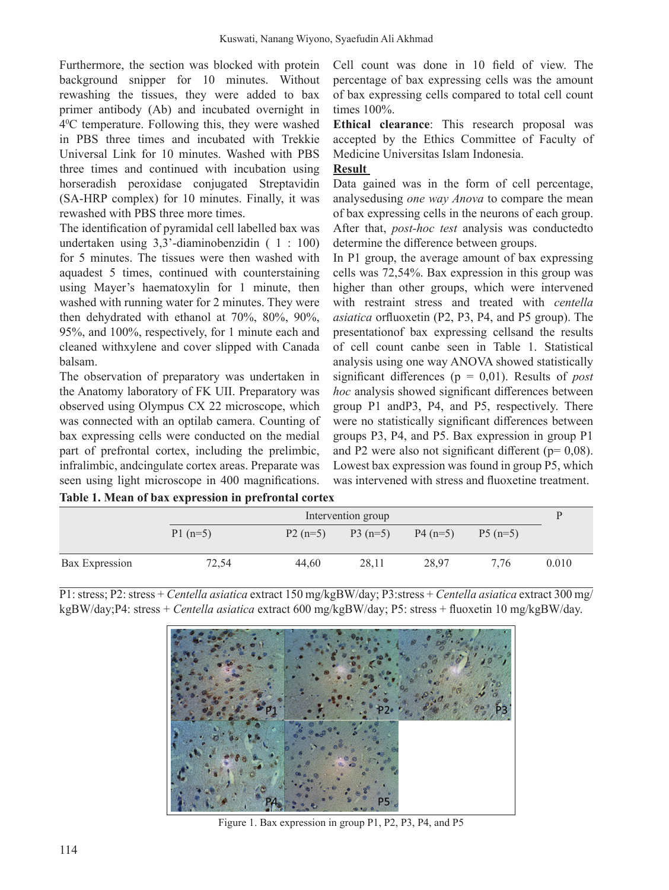Furthermore, the section was blocked with protein background snipper for 10 minutes. Without rewashing the tissues, they were added to bax primer antibody (Ab) and incubated overnight in $4^0$C temperature. Following this, they were washed in PBS three times and incubated with Trekkie Universal Link for 10 minutes. Washed with PBS three times and continued with incubation using horseradish peroxidase conjugated Streptavidin (SA-HRP complex) for 10 minutes. Finally, it was rewashed with PBS three more times.

The identification of pyramidal cell labelled bax was undertaken using 3,3'-diaminobenzidin ( 1 : 100) for 5 minutes. The tissues were then washed with aquadest 5 times, continued with counterstaining using Mayer's haematoxylin for 1 minute, then washed with running water for 2 minutes. They were then dehydrated with ethanol at 70%, 80%, 90%, 95%, and 100%, respectively, for 1 minute each and cleaned withxylene and cover slipped with Canada balsam.

The observation of preparatory was undertaken in the Anatomy laboratory of FK UII. Preparatory was observed using Olympus CX 22 microscope, which was connected with an optilab camera. Counting of bax expressing cells were conducted on the medial part of prefrontal cortex, including the prelimbic, infralimbic, andcingulate cortex areas. Preparate was seen using light microscope in 400 magnifications. Cell count was done in 10 field of view. The percentage of bax expressing cells was the amount of bax expressing cells compared to total cell count times 100%.

**Ethical clearance**: This research proposal was accepted by the Ethics Committee of Faculty of Medicine Universitas Islam Indonesia.

## Result

Data gained was in the form of cell percentage, analysedusing *one way Anova* to compare the mean of bax expressing cells in the neurons of each group. After that, *post-hoc test* analysis was conductedto determine the difference between groups.

In P1 group, the average amount of bax expressing cells was 72,54%. Bax expression in this group was higher than other groups, which were intervened with restraint stress and treated with *centella asiatica* orfluoxetin (P2, P3, P4, and P5 group). The presentationof bax expressing cellsand the results of cell count canbe seen in Table 1. Statistical analysis using one way ANOVA showed statistically significant differences (p = 0,01). Results of *post hoc* analysis showed significant differences between group P1 andP3, P4, and P5, respectively. There were no statistically significant differences between groups P3, P4, and P5. Bax expression in group P1 and P2 were also not significant different (p= 0,08). Lowest bax expression was found in group P5, which was intervened with stress and fluoxetine treatment.

**Table 1. Mean of bax expression in prefrontal cortex**

| | Intervention group | | | | | P |
|---|---|---|---|---|---|---|
| | P1 (n=5) | P2 (n=5) | P3 (n=5) | P4 (n=5) | P5 (n=5) | |
| Bax Expression | 72,54 | 44,60 | 28,11 | 28,97 | 7,76 | 0.010 |

P1: stress; P2: stress + *Centella asiatica* extract 150 mg/kgBW/day; P3:stress + *Centella asiatica* extract 300 mg/kgBW/day;P4: stress + *Centella asiatica* extract 600 mg/kgBW/day; P5: stress + fluoxetin 10 mg/kgBW/day.

Figure 1. Bax expression in group P1, P2, P3, P4, and P5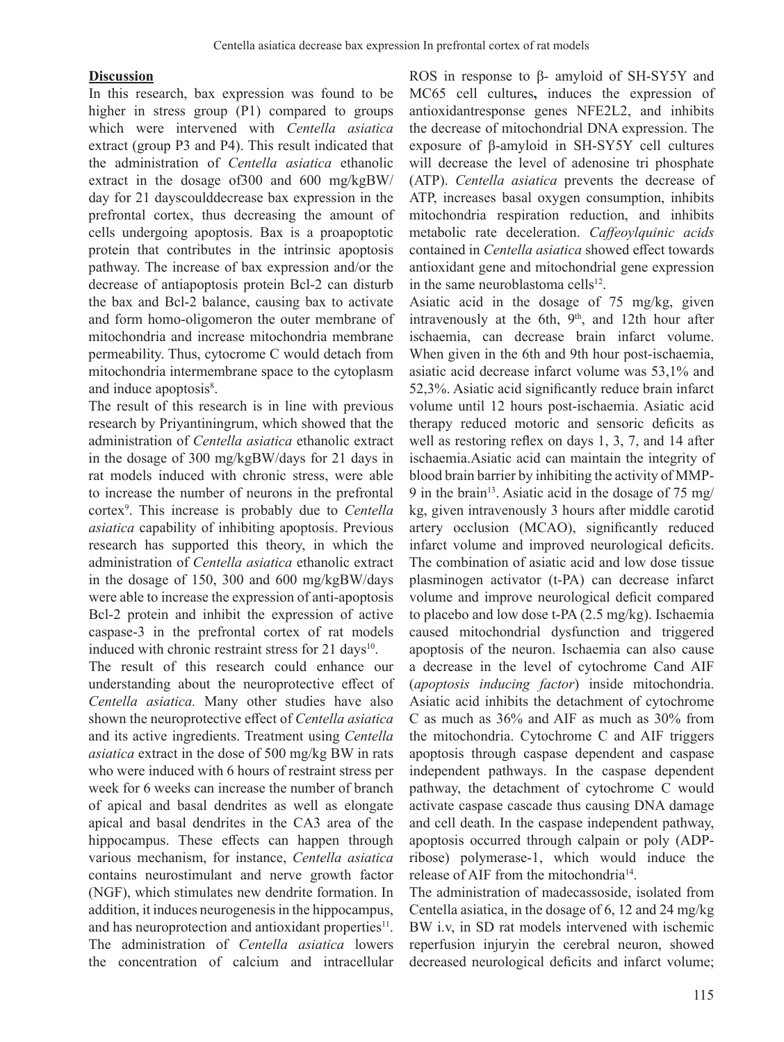**Discussion**

In this research, bax expression was found to be higher in stress group (P1) compared to groups which were intervened with *Centella asiatica* extract (group P3 and P4). This result indicated that the administration of *Centella asiatica* ethanolic extract in the dosage of300 and 600 mg/kgBW/ day for 21 dayscoulddecrease bax expression in the prefrontal cortex, thus decreasing the amount of cells undergoing apoptosis. Bax is a proapoptotic protein that contributes in the intrinsic apoptosis pathway. The increase of bax expression and/or the decrease of antiapoptosis protein Bcl-2 can disturb the bax and Bcl-2 balance, causing bax to activate and form homo-oligomeron the outer membrane of mitochondria and increase mitochondria membrane permeability. Thus, cytocrome C would detach from mitochondria intermembrane space to the cytoplasm and induce apoptosis[8].

The result of this research is in line with previous research by Priyantiningrum, which showed that the administration of *Centella asiatica* ethanolic extract in the dosage of 300 mg/kgBW/days for 21 days in rat models induced with chronic stress, were able to increase the number of neurons in the prefrontal cortex[9]. This increase is probably due to *Centella asiatica* capability of inhibiting apoptosis. Previous research has supported this theory, in which the administration of *Centella asiatica* ethanolic extract in the dosage of 150, 300 and 600 mg/kgBW/days were able to increase the expression of anti-apoptosis Bcl-2 protein and inhibit the expression of active caspase-3 in the prefrontal cortex of rat models induced with chronic restraint stress for 21 days[10].

The result of this research could enhance our understanding about the neuroprotective effect of *Centella asiatica.* Many other studies have also shown the neuroprotective effect of *Centella asiatica* and its active ingredients. Treatment using *Centella asiatica* extract in the dose of 500 mg/kg BW in rats who were induced with 6 hours of restraint stress per week for 6 weeks can increase the number of branch of apical and basal dendrites as well as elongate apical and basal dendrites in the CA3 area of the hippocampus. These effects can happen through various mechanism, for instance, *Centella asiatica* contains neurostimulant and nerve growth factor (NGF), which stimulates new dendrite formation. In addition, it induces neurogenesis in the hippocampus, and has neuroprotection and antioxidant properties[11].

The administration of *Centella asiatica* lowers the concentration of calcium and intracellular ROS in response to β- amyloid of SH-SY5Y and MC65 cell cultures**,** induces the expression of antioxidantresponse genes NFE2L2, and inhibits the decrease of mitochondrial DNA expression. The exposure of β-amyloid in SH-SY5Y cell cultures will decrease the level of adenosine tri phosphate (ATP). *Centella asiatica* prevents the decrease of ATP, increases basal oxygen consumption, inhibits mitochondria respiration reduction, and inhibits metabolic rate deceleration. *Caffeoylquinic acids* contained in *Centella asiatica* showed effect towards antioxidant gene and mitochondrial gene expression in the same neuroblastoma cells[12].

Asiatic acid in the dosage of 75 mg/kg, given intravenously at the 6th, 9th, and 12th hour after ischaemia, can decrease brain infarct volume. When given in the 6th and 9th hour post-ischaemia, asiatic acid decrease infarct volume was 53,1% and 52,3%. Asiatic acid significantly reduce brain infarct volume until 12 hours post-ischaemia. Asiatic acid therapy reduced motoric and sensoric deficits as well as restoring reflex on days 1, 3, 7, and 14 after ischaemia.Asiatic acid can maintain the integrity of blood brain barrier by inhibiting the activity of MMP-9 in the brain[13]. Asiatic acid in the dosage of 75 mg/kg, given intravenously 3 hours after middle carotid artery occlusion (MCAO), significantly reduced infarct volume and improved neurological deficits. The combination of asiatic acid and low dose tissue plasminogen activator (t-PA) can decrease infarct volume and improve neurological deficit compared to placebo and low dose t-PA (2.5 mg/kg). Ischaemia caused mitochondrial dysfunction and triggered apoptosis of the neuron. Ischaemia can also cause a decrease in the level of cytochrome Cand AIF (*apoptosis inducing factor*) inside mitochondria. Asiatic acid inhibits the detachment of cytochrome C as much as 36% and AIF as much as 30% from the mitochondria. Cytochrome C and AIF triggers apoptosis through caspase dependent and caspase independent pathways. In the caspase dependent pathway, the detachment of cytochrome C would activate caspase cascade thus causing DNA damage and cell death. In the caspase independent pathway, apoptosis occurred through calpain or poly (ADP-ribose) polymerase-1, which would induce the release of AIF from the mitochondria[14].

The administration of madecassoside, isolated from Centella asiatica, in the dosage of 6, 12 and 24 mg/kg BW i.v, in SD rat models intervened with ischemic reperfusion injuryin the cerebral neuron, showed decreased neurological deficits and infarct volume;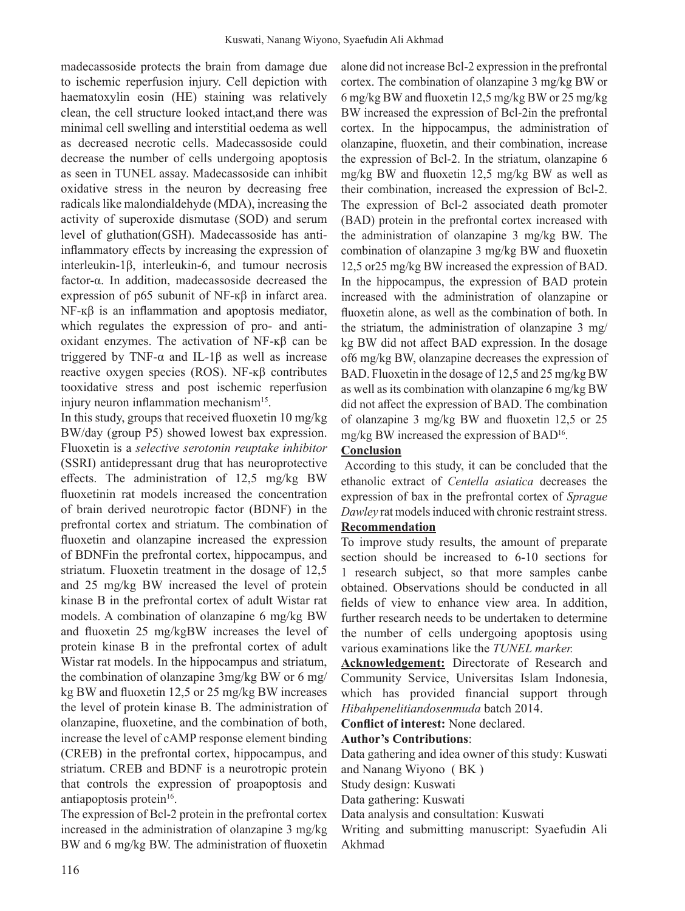madecassoside protects the brain from damage due to ischemic reperfusion injury. Cell depiction with haematoxylin eosin (HE) staining was relatively clean, the cell structure looked intact,and there was minimal cell swelling and interstitial oedema as well as decreased necrotic cells. Madecassoside could decrease the number of cells undergoing apoptosis as seen in TUNEL assay. Madecassoside can inhibit oxidative stress in the neuron by decreasing free radicals like malondialdehyde (MDA), increasing the activity of superoxide dismutase (SOD) and serum level of gluthation(GSH). Madecassoside has anti-inflammatory effects by increasing the expression of interleukin-1β, interleukin-6, and tumour necrosis factor-α. In addition, madecassoside decreased the expression of p65 subunit of NF-κβ in infarct area. NF-κβ is an inflammation and apoptosis mediator, which regulates the expression of pro- and anti-oxidant enzymes. The activation of NF-κβ can be triggered by TNF-α and IL-1β as well as increase reactive oxygen species (ROS). NF-κβ contributes tooxidative stress and post ischemic reperfusion injury neuron inflammation mechanism[15].

In this study, groups that received fluoxetin 10 mg/kg BW/day (group P5) showed lowest bax expression. Fluoxetin is a *selective serotonin reuptake inhibitor* (SSRI) antidepressant drug that has neuroprotective effects. The administration of 12,5 mg/kg BW fluoxetinin rat models increased the concentration of brain derived neurotropic factor (BDNF) in the prefrontal cortex and striatum. The combination of fluoxetin and olanzapine increased the expression of BDNFin the prefrontal cortex, hippocampus, and striatum. Fluoxetin treatment in the dosage of 12,5 and 25 mg/kg BW increased the level of protein kinase B in the prefrontal cortex of adult Wistar rat models. A combination of olanzapine 6 mg/kg BW and fluoxetin 25 mg/kgBW increases the level of protein kinase B in the prefrontal cortex of adult Wistar rat models. In the hippocampus and striatum, the combination of olanzapine 3mg/kg BW or 6 mg/kg BW and fluoxetin 12,5 or 25 mg/kg BW increases the level of protein kinase B. The administration of olanzapine, fluoxetine, and the combination of both, increase the level of cAMP response element binding (CREB) in the prefrontal cortex, hippocampus, and striatum. CREB and BDNF is a neurotropic protein that controls the expression of proapoptosis and antiapoptosis protein[16].

The expression of Bcl-2 protein in the prefrontal cortex increased in the administration of olanzapine 3 mg/kg BW and 6 mg/kg BW. The administration of fluoxetin alone did not increase Bcl-2 expression in the prefrontal cortex. The combination of olanzapine 3 mg/kg BW or 6 mg/kg BW and fluoxetin 12,5 mg/kg BW or 25 mg/kg BW increased the expression of Bcl-2in the prefrontal cortex. In the hippocampus, the administration of olanzapine, fluoxetin, and their combination, increase the expression of Bcl-2. In the striatum, olanzapine 6 mg/kg BW and fluoxetin 12,5 mg/kg BW as well as their combination, increased the expression of Bcl-2. The expression of Bcl-2 associated death promoter (BAD) protein in the prefrontal cortex increased with the administration of olanzapine 3 mg/kg BW. The combination of olanzapine 3 mg/kg BW and fluoxetin 12,5 or25 mg/kg BW increased the expression of BAD. In the hippocampus, the expression of BAD protein increased with the administration of olanzapine or fluoxetin alone, as well as the combination of both. In the striatum, the administration of olanzapine 3 mg/kg BW did not affect BAD expression. In the dosage of6 mg/kg BW, olanzapine decreases the expression of BAD. Fluoxetin in the dosage of 12,5 and 25 mg/kg BW as well as its combination with olanzapine 6 mg/kg BW did not affect the expression of BAD. The combination of olanzapine 3 mg/kg BW and fluoxetin 12,5 or 25 mg/kg BW increased the expression of BAD[16].

## Conclusion

According to this study, it can be concluded that the ethanolic extract of *Centella asiatica* decreases the expression of bax in the prefrontal cortex of *Sprague Dawley* rat models induced with chronic restraint stress.

## Recommendation

To improve study results, the amount of preparate section should be increased to 6-10 sections for 1 research subject, so that more samples canbe obtained. Observations should be conducted in all fields of view to enhance view area. In addition, further research needs to be undertaken to determine the number of cells undergoing apoptosis using various examinations like the *TUNEL marker.*

**Acknowledgement:** Directorate of Research and Community Service, Universitas Islam Indonesia, which has provided financial support through *Hibahpenelitiandosenmuda* batch 2014.

**Conflict of interest:** None declared.

**Author's Contributions**:

Data gathering and idea owner of this study: Kuswati and Nanang Wiyono ( BK )

Study design: Kuswati

Data gathering: Kuswati

Data analysis and consultation: Kuswati

Writing and submitting manuscript: Syaefudin Ali Akhmad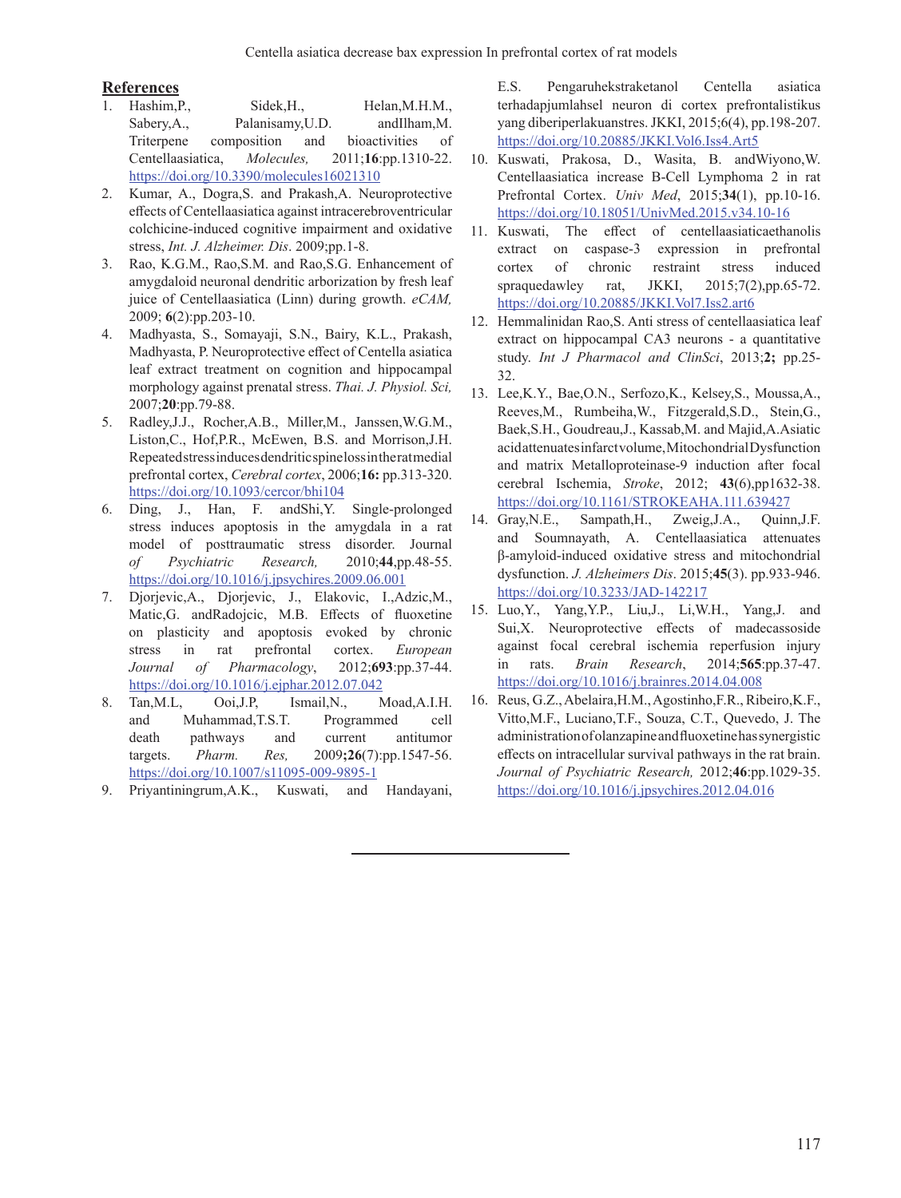## References

1. Hashim,P., Sidek,H., Helan,M.H.M., Sabery,A., Palanisamy,U.D. andIlham,M. Triterpene composition and bioactivities of Centellaasiatica, *Molecules,* 2011;**16**:pp.1310-22. https://doi.org/10.3390/molecules16021310
2. Kumar, A., Dogra,S. and Prakash,A. Neuroprotective effects of Centellaasiatica against intracerebroventricular colchicine-induced cognitive impairment and oxidative stress, *Int. J. Alzheimer. Dis*. 2009;pp.1-8.
3. Rao, K.G.M., Rao,S.M. and Rao,S.G. Enhancement of amygdaloid neuronal dendritic arborization by fresh leaf juice of Centellaasiatica (Linn) during growth. *eCAM,* 2009; **6**(2):pp.203-10.
4. Madhyasta, S., Somayaji, S.N., Bairy, K.L., Prakash, Madhyasta, P. Neuroprotective effect of Centella asiatica leaf extract treatment on cognition and hippocampal morphology against prenatal stress. *Thai. J. Physiol. Sci,* 2007;**20**:pp.79-88.
5. Radley,J.J., Rocher,A.B., Miller,M., Janssen,W.G.M., Liston,C., Hof,P.R., McEwen, B.S. and Morrison,J.H. Repeatedstressinducesdendriticspinelossintheratmedial prefrontal cortex, *Cerebral cortex*, 2006;**16:** pp.313-320. https://doi.org/10.1093/cercor/bhi104
6. Ding, J., Han, F. andShi,Y. Single-prolonged stress induces apoptosis in the amygdala in a rat model of posttraumatic stress disorder. Journal *of Psychiatric Research,* 2010;**44**,pp.48-55. https://doi.org/10.1016/j.jpsychires.2009.06.001
7. Djorjevic,A., Djorjevic, J., Elakovic, I.,Adzic,M., Matic,G. andRadojcic, M.B. Effects of fluoxetine on plasticity and apoptosis evoked by chronic stress in rat prefrontal cortex. *European Journal of Pharmacology*, 2012;**693**:pp.37-44. https://doi.org/10.1016/j.ejphar.2012.07.042
8. Tan,M.L, Ooi,J.P, Ismail,N., Moad,A.I.H. and Muhammad,T.S.T. Programmed cell death pathways and current antitumor targets. *Pharm. Res,* 2009**;26**(7):pp.1547-56. https://doi.org/10.1007/s11095-009-9895-1
9. Priyantiningrum,A.K., Kuswati, and Handayani, E.S. Pengaruhekstraketanol Centella asiatica terhadapjumlahsel neuron di cortex prefrontalistikus yang diberiperlakuanstres. JKKI, 2015;6(4), pp.198-207. https://doi.org/10.20885/JKKI.Vol6.Iss4.Art5
10. Kuswati, Prakosa, D., Wasita, B. andWiyono,W. Centellaasiatica increase B-Cell Lymphoma 2 in rat Prefrontal Cortex. *Univ Med*, 2015;**34**(1), pp.10-16. https://doi.org/10.18051/UnivMed.2015.v34.10-16
11. Kuswati, The effect of centellaasiaticaethanolis extract on caspase-3 expression in prefrontal cortex of chronic restraint stress induced spraquedawley rat, JKKI, 2015;7(2),pp.65-72. https://doi.org/10.20885/JKKI.Vol7.Iss2.art6
12. Hemmalinidan Rao,S. Anti stress of centellaasiatica leaf extract on hippocampal CA3 neurons - a quantitative study. *Int J Pharmacol and ClinSci*, 2013;**2;** pp.25-32.
13. Lee,K.Y., Bae,O.N., Serfozo,K., Kelsey,S., Moussa,A., Reeves,M., Rumbeiha,W., Fitzgerald,S.D., Stein,G., Baek,S.H., Goudreau,J., Kassab,M. and Majid,A.Asiatic acidattenuatesinfarctvolume,MitochondrialDysfunction and matrix Metalloproteinase-9 induction after focal cerebral Ischemia, *Stroke*, 2012; **43**(6),pp1632-38. https://doi.org/10.1161/STROKEAHA.111.639427
14. Gray,N.E., Sampath,H., Zweig,J.A., Quinn,J.F. and Soumnayath, A. Centellaasiatica attenuates β-amyloid-induced oxidative stress and mitochondrial dysfunction. *J. Alzheimers Dis*. 2015;**45**(3). pp.933-946. https://doi.org/10.3233/JAD-142217
15. Luo,Y., Yang,Y.P., Liu,J., Li,W.H., Yang,J. and Sui,X. Neuroprotective effects of madecassoside against focal cerebral ischemia reperfusion injury in rats. *Brain Research*, 2014;**565**:pp.37-47. https://doi.org/10.1016/j.brainres.2014.04.008
16. Reus, G.Z., Abelaira,H.M., Agostinho,F.R., Ribeiro,K.F., Vitto,M.F., Luciano,T.F., Souza, C.T., Quevedo, J. The administrationofolanzapineandfluoxetinehassynergistic effects on intracellular survival pathways in the rat brain. *Journal of Psychiatric Research,* 2012;**46**:pp.1029-35. https://doi.org/10.1016/j.jpsychires.2012.04.016